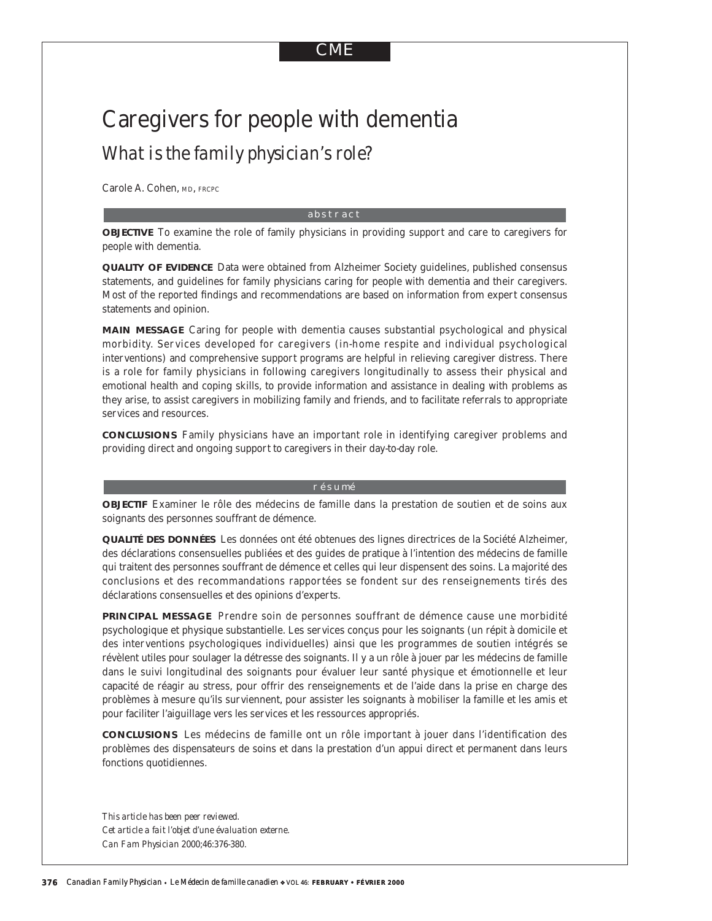CME

# Caregivers for people with dementia

## *What is the family physician's role?*

Carole A. Cohen, MD, FRCPC

### abstract

**OBJECTIVE** To examine the role of family physicians in providing support and care to caregivers for people with dementia.

**QUALITY OF EVIDENCE** Data were obtained from Alzheimer Society guidelines, published consensus statements, and guidelines for family physicians caring for people with dementia and their caregivers. Most of the reported findings and recommendations are based on information from expert consensus statements and opinion.

**MAIN MESSAGE** Caring for people with dementia causes substantial psychological and physical morbidity. Services developed for caregivers (in-home respite and individual psychological interventions) and comprehensive support programs are helpful in relieving caregiver distress. There is a role for family physicians in following caregivers longitudinally to assess their physical and emotional health and coping skills, to provide information and assistance in dealing with problems as they arise, to assist caregivers in mobilizing family and friends, and to facilitate referrals to appropriate services and resources.

**CONCLUSIONS** Family physicians have an important role in identifying caregiver problems and providing direct and ongoing support to caregivers in their day-to-day role.

### résumé

**OBJECTIF** Examiner le rôle des médecins de famille dans la prestation de soutien et de soins aux soignants des personnes souffrant de démence.

**QUALITÉ DES DONNÉES** Les données ont été obtenues des lignes directrices de la Société Alzheimer, des déclarations consensuelles publiées et des guides de pratique à l'intention des médecins de famille qui traitent des personnes souffrant de démence et celles qui leur dispensent des soins. La majorité des conclusions et des recommandations rapportées se fondent sur des renseignements tirés des déclarations consensuelles et des opinions d'experts.

**PRINCIPAL MESSAGE** Prendre soin de personnes souffrant de démence cause une morbidité psychologique et physique substantielle. Les services conçus pour les soignants (un répit à domicile et des interventions psychologiques individuelles) ainsi que les programmes de soutien intégrés se révèlent utiles pour soulager la détresse des soignants. Il y a un rôle à jouer par les médecins de famille dans le suivi longitudinal des soignants pour évaluer leur santé physique et émotionnelle et leur capacité de réagir au stress, pour offrir des renseignements et de l'aide dans la prise en charge des problèmes à mesure qu'ils surviennent, pour assister les soignants à mobiliser la famille et les amis et pour faciliter l'aiguillage vers les services et les ressources appropriés.

**CONCLUSIONS** Les médecins de famille ont un rôle important à jouer dans l'identification des problèmes des dispensateurs de soins et dans la prestation d'un appui direct et permanent dans leurs fonctions quotidiennes.

*This article has been peer reviewed.*
*Cet article a fait l'objet d'une évaluation externe.*
*Can Fam Physician* 2000;46:376-380.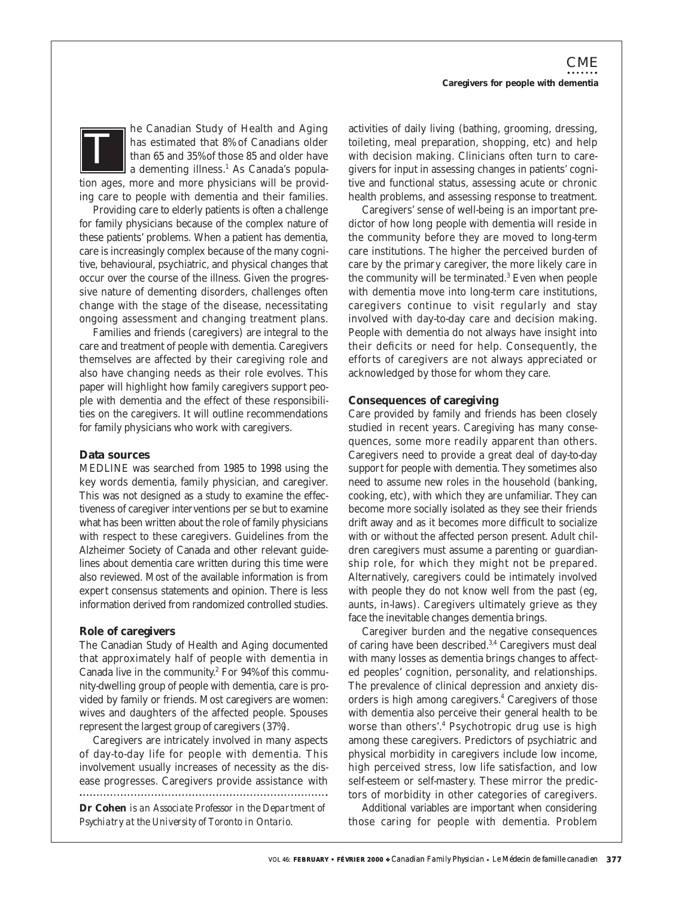The Canadian Study of Health and Aging has estimated that 8% of Canadians older than 65 and 35% of those 85 and older have a dementing illness.[1] As Canada's population ages, more and more physicians will be providing care to people with dementia and their families.

Providing care to elderly patients is often a challenge for family physicians because of the complex nature of these patients' problems. When a patient has dementia, care is increasingly complex because of the many cognitive, behavioural, psychiatric, and physical changes that occur over the course of the illness. Given the progressive nature of dementing disorders, challenges often change with the stage of the disease, necessitating ongoing assessment and changing treatment plans.

Families and friends (caregivers) are integral to the care and treatment of people with dementia. Caregivers themselves are affected by their caregiving role and also have changing needs as their role evolves. This paper will highlight how family caregivers support people with dementia and the effect of these responsibilities on the caregivers. It will outline recommendations for family physicians who work with caregivers.

### Data sources

MEDLINE was searched from 1985 to 1998 using the key words dementia, family physician, and caregiver. This was not designed as a study to examine the effectiveness of caregiver interventions per se but to examine what has been written about the role of family physicians with respect to these caregivers. Guidelines from the Alzheimer Society of Canada and other relevant guidelines about dementia care written during this time were also reviewed. Most of the available information is from expert consensus statements and opinion. There is less information derived from randomized controlled studies.

### Role of caregivers

The Canadian Study of Health and Aging documented that approximately half of people with dementia in Canada live in the community.[2] For 94% of this community-dwelling group of people with dementia, care is provided by family or friends. Most caregivers are women: wives and daughters of the affected people. Spouses represent the largest group of caregivers (37%).

Caregivers are intricately involved in many aspects of day-to-day life for people with dementia. This involvement usually increases of necessity as the disease progresses. Caregivers provide assistance with activities of daily living (bathing, grooming, dressing, toileting, meal preparation, shopping, etc) and help with decision making. Clinicians often turn to caregivers for input in assessing changes in patients' cognitive and functional status, assessing acute or chronic health problems, and assessing response to treatment.

Caregivers' sense of well-being is an important predictor of how long people with dementia will reside in the community before they are moved to long-term care institutions. The higher the perceived burden of care by the primary caregiver, the more likely care in the community will be terminated.[3] Even when people with dementia move into long-term care institutions, caregivers continue to visit regularly and stay involved with day-to-day care and decision making. People with dementia do not always have insight into their deficits or need for help. Consequently, the efforts of caregivers are not always appreciated or acknowledged by those for whom they care.

### Consequences of caregiving

Care provided by family and friends has been closely studied in recent years. Caregiving has many consequences, some more readily apparent than others. Caregivers need to provide a great deal of day-to-day support for people with dementia. They sometimes also need to assume new roles in the household (banking, cooking, etc), with which they are unfamiliar. They can become more socially isolated as they see their friends drift away and as it becomes more difficult to socialize with or without the affected person present. Adult children caregivers must assume a parenting or guardianship role, for which they might not be prepared. Alternatively, caregivers could be intimately involved with people they do not know well from the past (eg, aunts, in-laws). Caregivers ultimately grieve as they face the inevitable changes dementia brings.

Caregiver burden and the negative consequences of caring have been described.[3,4] Caregivers must deal with many losses as dementia brings changes to affected peoples' cognition, personality, and relationships. The prevalence of clinical depression and anxiety disorders is high among caregivers.[4] Caregivers of those with dementia also perceive their general health to be worse than others'.[4] Psychotropic drug use is high among these caregivers. Predictors of psychiatric and physical morbidity in caregivers include low income, high perceived stress, low life satisfaction, and low self-esteem or self-mastery. These mirror the predictors of morbidity in other categories of caregivers.

Additional variables are important when considering those caring for people with dementia. Problem

**Dr Cohen** *is an Associate Professor in the Department of Psychiatry at the University of Toronto in Ontario.*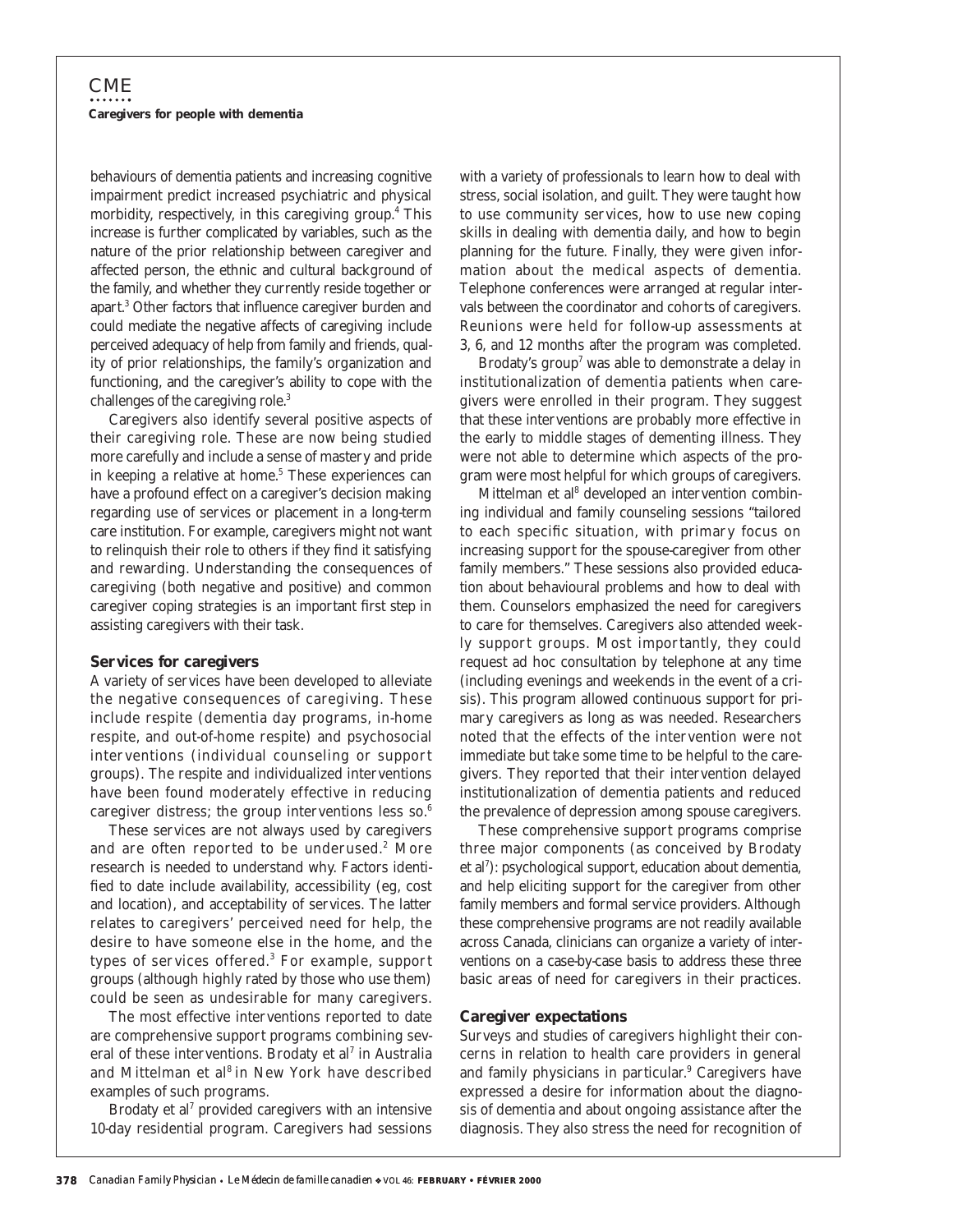behaviours of dementia patients and increasing cognitive impairment predict increased psychiatric and physical morbidity, respectively, in this caregiving group.[4] This increase is further complicated by variables, such as the nature of the prior relationship between caregiver and affected person, the ethnic and cultural background of the family, and whether they currently reside together or apart.[3] Other factors that influence caregiver burden and could mediate the negative affects of caregiving include perceived adequacy of help from family and friends, quality of prior relationships, the family's organization and functioning, and the caregiver's ability to cope with the challenges of the caregiving role.[3]

Caregivers also identify several positive aspects of their caregiving role. These are now being studied more carefully and include a sense of mastery and pride in keeping a relative at home.[5] These experiences can have a profound effect on a caregiver's decision making regarding use of services or placement in a long-term care institution. For example, caregivers might not want to relinquish their role to others if they find it satisfying and rewarding. Understanding the consequences of caregiving (both negative and positive) and common caregiver coping strategies is an important first step in assisting caregivers with their task.

## Services for caregivers

A variety of services have been developed to alleviate the negative consequences of caregiving. These include respite (dementia day programs, in-home respite, and out-of-home respite) and psychosocial interventions (individual counseling or support groups). The respite and individualized interventions have been found moderately effective in reducing caregiver distress; the group interventions less so.[6]

These services are not always used by caregivers and are often reported to be underused.[2] More research is needed to understand why. Factors identified to date include availability, accessibility (eg, cost and location), and acceptability of services. The latter relates to caregivers' perceived need for help, the desire to have someone else in the home, and the types of services offered.[3] For example, support groups (although highly rated by those who use them) could be seen as undesirable for many caregivers.

The most effective interventions reported to date are comprehensive support programs combining several of these interventions. Brodaty et al[7] in Australia and Mittelman et al[8] in New York have described examples of such programs.

Brodaty et al[7] provided caregivers with an intensive 10-day residential program. Caregivers had sessions with a variety of professionals to learn how to deal with stress, social isolation, and guilt. They were taught how to use community services, how to use new coping skills in dealing with dementia daily, and how to begin planning for the future. Finally, they were given information about the medical aspects of dementia. Telephone conferences were arranged at regular intervals between the coordinator and cohorts of caregivers. Reunions were held for follow-up assessments at 3, 6, and 12 months after the program was completed.

Brodaty's group[7] was able to demonstrate a delay in institutionalization of dementia patients when caregivers were enrolled in their program. They suggest that these interventions are probably more effective in the early to middle stages of dementing illness. They were not able to determine which aspects of the program were most helpful for which groups of caregivers.

Mittelman et al[8] developed an intervention combining individual and family counseling sessions "tailored to each specific situation, with primary focus on increasing support for the spouse-caregiver from other family members." These sessions also provided education about behavioural problems and how to deal with them. Counselors emphasized the need for caregivers to care for themselves. Caregivers also attended weekly support groups. Most importantly, they could request ad hoc consultation by telephone at any time (including evenings and weekends in the event of a crisis). This program allowed continuous support for primary caregivers as long as was needed. Researchers noted that the effects of the intervention were not immediate but take some time to be helpful to the caregivers. They reported that their intervention delayed institutionalization of dementia patients and reduced the prevalence of depression among spouse caregivers.

These comprehensive support programs comprise three major components (as conceived by Brodaty et al[7]): psychological support, education about dementia, and help eliciting support for the caregiver from other family members and formal service providers. Although these comprehensive programs are not readily available across Canada, clinicians can organize a variety of interventions on a case-by-case basis to address these three basic areas of need for caregivers in their practices.

## Caregiver expectations

Surveys and studies of caregivers highlight their concerns in relation to health care providers in general and family physicians in particular.[9] Caregivers have expressed a desire for information about the diagnosis of dementia and about ongoing assistance after the diagnosis. They also stress the need for recognition of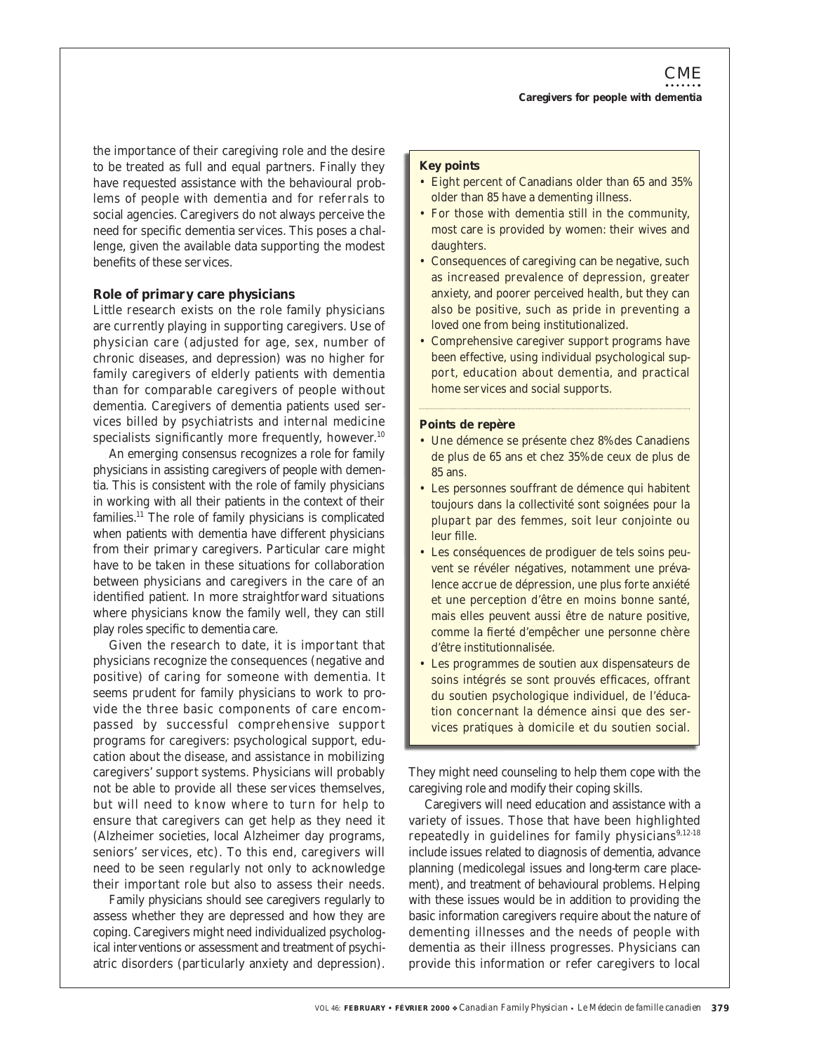the importance of their caregiving role and the desire to be treated as full and equal partners. Finally they have requested assistance with the behavioural problems of people with dementia and for referrals to social agencies. Caregivers do not always perceive the need for specific dementia services. This poses a challenge, given the available data supporting the modest benefits of these services.

### Role of primary care physicians

Little research exists on the role family physicians are currently playing in supporting caregivers. Use of physician care (adjusted for age, sex, number of chronic diseases, and depression) was no higher for family caregivers of elderly patients with dementia than for comparable caregivers of people without dementia. Caregivers of dementia patients used services billed by psychiatrists and internal medicine specialists significantly more frequently, however.[10]

An emerging consensus recognizes a role for family physicians in assisting caregivers of people with dementia. This is consistent with the role of family physicians in working with all their patients in the context of their families.[11] The role of family physicians is complicated when patients with dementia have different physicians from their primary caregivers. Particular care might have to be taken in these situations for collaboration between physicians and caregivers in the care of an identified patient. In more straightforward situations where physicians know the family well, they can still play roles specific to dementia care.

Given the research to date, it is important that physicians recognize the consequences (negative and positive) of caring for someone with dementia. It seems prudent for family physicians to work to provide the three basic components of care encompassed by successful comprehensive support programs for caregivers: psychological support, education about the disease, and assistance in mobilizing caregivers' support systems. Physicians will probably not be able to provide all these services themselves, but will need to know where to turn for help to ensure that caregivers can get help as they need it (Alzheimer societies, local Alzheimer day programs, seniors' services, etc). To this end, caregivers will need to be seen regularly not only to acknowledge their important role but also to assess their needs.

Family physicians should see caregivers regularly to assess whether they are depressed and how they are coping. Caregivers might need individualized psychological interventions or assessment and treatment of psychiatric disorders (particularly anxiety and depression). They might need counseling to help them cope with the caregiving role and modify their coping skills.

Caregivers will need education and assistance with a variety of issues. Those that have been highlighted repeatedly in guidelines for family physicians[9,12-18] include issues related to diagnosis of dementia, advance planning (medicolegal issues and long-term care placement), and treatment of behavioural problems. Helping with these issues would be in addition to providing the basic information caregivers require about the nature of dementing illnesses and the needs of people with dementia as their illness progresses. Physicians can provide this information or refer caregivers to local

---

**Key points**

- Eight percent of Canadians older than 65 and 35% older than 85 have a dementing illness.
- For those with dementia still in the community, most care is provided by women: their wives and daughters.
- Consequences of caregiving can be negative, such as increased prevalence of depression, greater anxiety, and poorer perceived health, but they can also be positive, such as pride in preventing a loved one from being institutionalized.
- Comprehensive caregiver support programs have been effective, using individual psychological support, education about dementia, and practical home services and social supports.

**Points de repère**

- Une démence se présente chez 8% des Canadiens de plus de 65 ans et chez 35% de ceux de plus de 85 ans.
- Les personnes souffrant de démence qui habitent toujours dans la collectivité sont soignées pour la plupart par des femmes, soit leur conjointe ou leur fille.
- Les conséquences de prodiguer de tels soins peuvent se révéler négatives, notamment une prévalence accrue de dépression, une plus forte anxiété et une perception d'être en moins bonne santé, mais elles peuvent aussi être de nature positive, comme la fierté d'empêcher une personne chère d'être institutionnalisée.
- Les programmes de soutien aux dispensateurs de soins intégrés se sont prouvés efficaces, offrant du soutien psychologique individuel, de l'éducation concernant la démence ainsi que des services pratiques à domicile et du soutien social.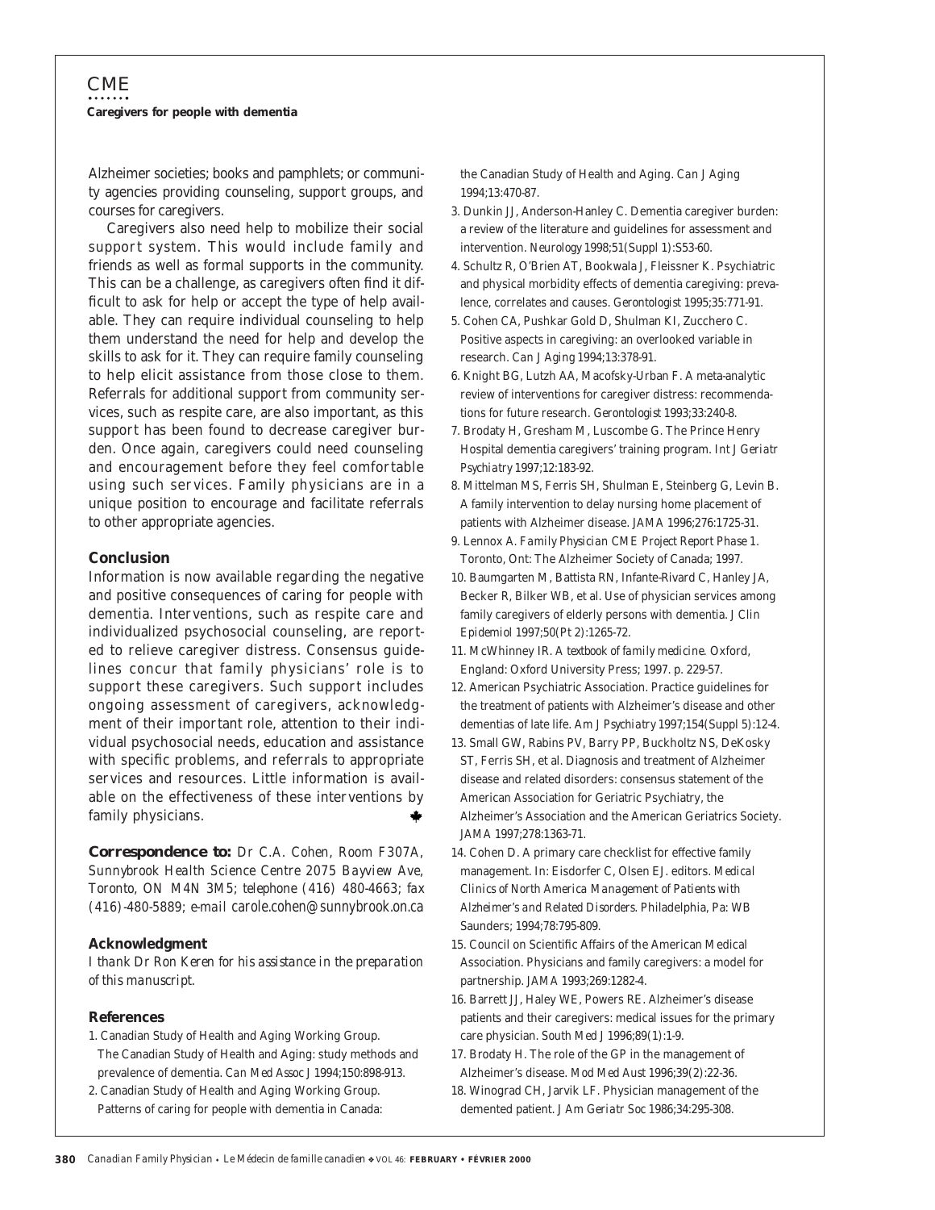Alzheimer societies; books and pamphlets; or community agencies providing counseling, support groups, and courses for caregivers.

Caregivers also need help to mobilize their social support system. This would include family and friends as well as formal supports in the community. This can be a challenge, as caregivers often find it difficult to ask for help or accept the type of help available. They can require individual counseling to help them understand the need for help and develop the skills to ask for it. They can require family counseling to help elicit assistance from those close to them. Referrals for additional support from community services, such as respite care, are also important, as this support has been found to decrease caregiver burden. Once again, caregivers could need counseling and encouragement before they feel comfortable using such services. Family physicians are in a unique position to encourage and facilitate referrals to other appropriate agencies.

### Conclusion

Information is now available regarding the negative and positive consequences of caring for people with dementia. Interventions, such as respite care and individualized psychosocial counseling, are reported to relieve caregiver distress. Consensus guidelines concur that family physicians' role is to support these caregivers. Such support includes ongoing assessment of caregivers, acknowledgment of their important role, attention to their individual psychosocial needs, education and assistance with specific problems, and referrals to appropriate services and resources. Little information is available on the effectiveness of these interventions by family physicians.

**Correspondence to:** *Dr C.A. Cohen, Room F307A, Sunnybrook Health Science Centre 2075 Bayview Ave, Toronto, ON M4N 3M5; telephone (416) 480-4663; fax (416)-480-5889; e-mail carole.cohen@sunnybrook.on.ca*

### Acknowledgment

*I thank Dr Ron Keren for his assistance in the preparation of this manuscript.*

### References

1. Canadian Study of Health and Aging Working Group. The Canadian Study of Health and Aging: study methods and prevalence of dementia. *Can Med Assoc J* 1994;150:898-913.
2. Canadian Study of Health and Aging Working Group. Patterns of caring for people with dementia in Canada: the Canadian Study of Health and Aging. *Can J Aging* 1994;13:470-87.
3. Dunkin JJ, Anderson-Hanley C. Dementia caregiver burden: a review of the literature and guidelines for assessment and intervention. *Neurology* 1998;51(Suppl 1):S53-60.
4. Schultz R, O'Brien AT, Bookwala J, Fleissner K. Psychiatric and physical morbidity effects of dementia caregiving: prevalence, correlates and causes. *Gerontologist* 1995;35:771-91.
5. Cohen CA, Pushkar Gold D, Shulman KI, Zucchero C. Positive aspects in caregiving: an overlooked variable in research. *Can J Aging* 1994;13:378-91.
6. Knight BG, Lutzh AA, Macofsky-Urban F. A meta-analytic review of interventions for caregiver distress: recommendations for future research. *Gerontologist* 1993;33:240-8.
7. Brodaty H, Gresham M, Luscombe G. The Prince Henry Hospital dementia caregivers' training program. *Int J Geriatr Psychiatry* 1997;12:183-92.
8. Mittelman MS, Ferris SH, Shulman E, Steinberg G, Levin B. A family intervention to delay nursing home placement of patients with Alzheimer disease. *JAMA* 1996;276:1725-31.
9. Lennox A. *Family Physician CME Project Report Phase 1.* Toronto, Ont: The Alzheimer Society of Canada; 1997.
10. Baumgarten M, Battista RN, Infante-Rivard C, Hanley JA, Becker R, Bilker WB, et al. Use of physician services among family caregivers of elderly persons with dementia. *J Clin Epidemiol* 1997;50(Pt 2):1265-72.
11. McWhinney IR. *A textbook of family medicine.* Oxford, England: Oxford University Press; 1997. p. 229-57.
12. American Psychiatric Association. Practice guidelines for the treatment of patients with Alzheimer's disease and other dementias of late life. *Am J Psychiatry* 1997;154(Suppl 5):12-4.
13. Small GW, Rabins PV, Barry PP, Buckholtz NS, DeKosky ST, Ferris SH, et al. Diagnosis and treatment of Alzheimer disease and related disorders: consensus statement of the American Association for Geriatric Psychiatry, the Alzheimer's Association and the American Geriatrics Society. *JAMA* 1997;278:1363-71.
14. Cohen D. A primary care checklist for effective family management. In: Eisdorfer C, Olsen EJ. editors. *Medical Clinics of North America Management of Patients with Alzheimer's and Related Disorders.* Philadelphia, Pa: WB Saunders; 1994;78:795-809.
15. Council on Scientific Affairs of the American Medical Association. Physicians and family caregivers: a model for partnership. *JAMA* 1993;269:1282-4.
16. Barrett JJ, Haley WE, Powers RE. Alzheimer's disease patients and their caregivers: medical issues for the primary care physician. *South Med J* 1996;89(1):1-9.
17. Brodaty H. The role of the GP in the management of Alzheimer's disease. *Mod Med Aust* 1996;39(2):22-36.
18. Winograd CH, Jarvik LF. Physician management of the demented patient. *J Am Geriatr Soc* 1986;34:295-308.